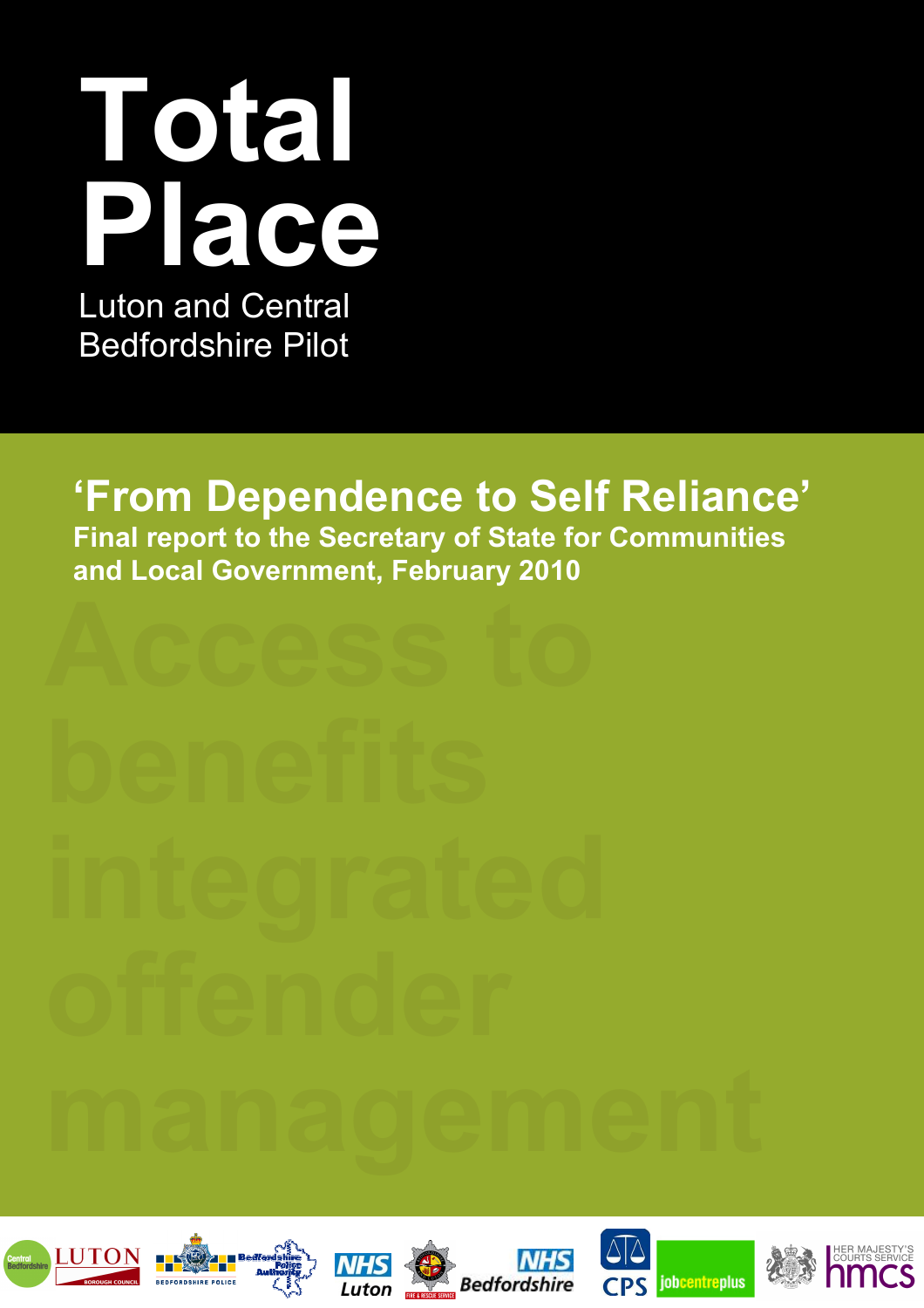# Total Place

Luton and Central Bedfordshire Pilot

## 'From Dependence to Self Reliance'

**Final report to the Secretary of State for Communities and Local Government, February 2010**

Access to benefits integrated offender management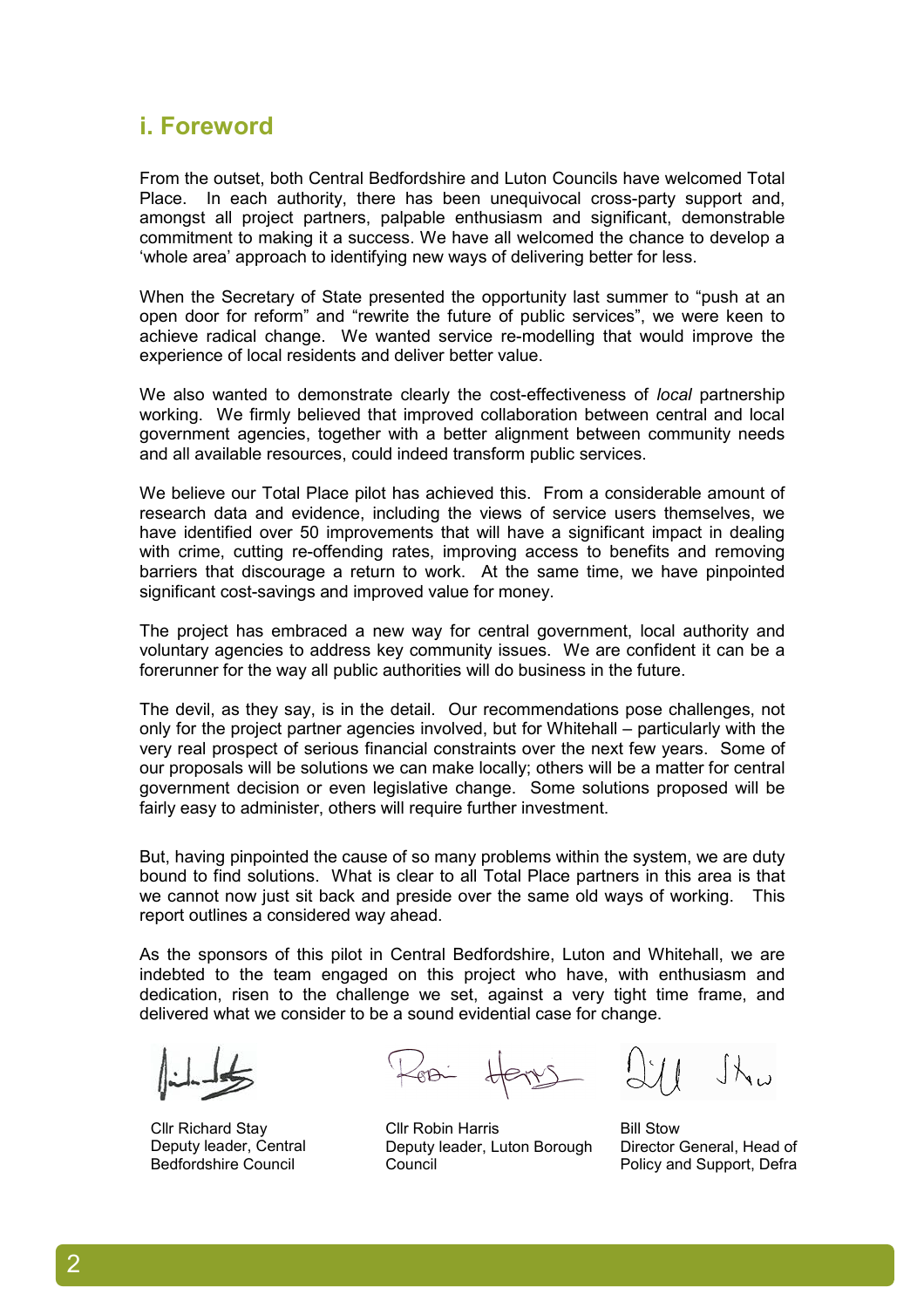## i. Foreword

From the outset, both Central Bedfordshire and Luton Councils have welcomed Total Place. In each authority, there has been unequivocal cross-party support and, amongst all project partners, palpable enthusiasm and significant, demonstrable commitment to making it a success. We have all welcomed the chance to develop a 'whole area' approach to identifying new ways of delivering better for less.

When the Secretary of State presented the opportunity last summer to "push at an open door for reform" and "rewrite the future of public services", we were keen to achieve radical change. We wanted service re-modelling that would improve the experience of local residents and deliver better value.

We also wanted to demonstrate clearly the cost-effectiveness of *local* partnership working. We firmly believed that improved collaboration between central and local government agencies, together with a better alignment between community needs and all available resources, could indeed transform public services.

We believe our Total Place pilot has achieved this. From a considerable amount of research data and evidence, including the views of service users themselves, we have identified over 50 improvements that will have a significant impact in dealing with crime, cutting re-offending rates, improving access to benefits and removing barriers that discourage a return to work. At the same time, we have pinpointed significant cost-savings and improved value for money.

The project has embraced a new way for central government, local authority and voluntary agencies to address key community issues. We are confident it can be a forerunner for the way all public authorities will do business in the future.

The devil, as they say, is in the detail. Our recommendations pose challenges, not only for the project partner agencies involved, but for Whitehall – particularly with the very real prospect of serious financial constraints over the next few years. Some of our proposals will be solutions we can make locally; others will be a matter for central government decision or even legislative change. Some solutions proposed will be fairly easy to administer, others will require further investment.

But, having pinpointed the cause of so many problems within the system, we are duty bound to find solutions. What is clear to all Total Place partners in this area is that we cannot now just sit back and preside over the same old ways of working. This report outlines a considered way ahead.

As the sponsors of this pilot in Central Bedfordshire, Luton and Whitehall, we are indebted to the team engaged on this project who have, with enthusiasm and dedication, risen to the challenge we set, against a very tight time frame, and delivered what we consider to be a sound evidential case for change.

Cllr Richard Stay
Deputy leader, Central Bedfordshire Council

Cllr Robin Harris
Deputy leader, Luton Borough Council

Bill Stow
Director General, Head of Policy and Support, Defra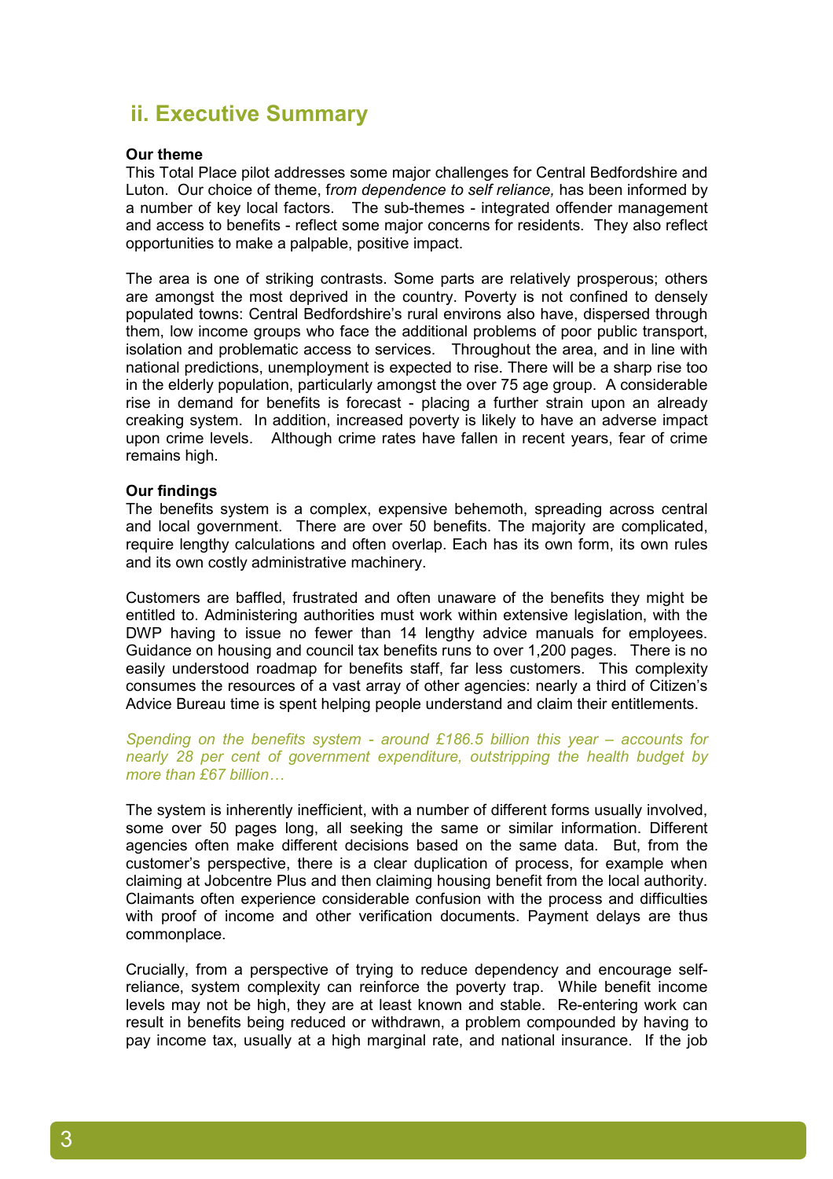## ii. Executive Summary

**Our theme**

This Total Place pilot addresses some major challenges for Central Bedfordshire and Luton. Our choice of theme, f*rom dependence to self reliance,* has been informed by a number of key local factors. The sub-themes - integrated offender management and access to benefits - reflect some major concerns for residents. They also reflect opportunities to make a palpable, positive impact.

The area is one of striking contrasts. Some parts are relatively prosperous; others are amongst the most deprived in the country. Poverty is not confined to densely populated towns: Central Bedfordshire's rural environs also have, dispersed through them, low income groups who face the additional problems of poor public transport, isolation and problematic access to services. Throughout the area, and in line with national predictions, unemployment is expected to rise. There will be a sharp rise too in the elderly population, particularly amongst the over 75 age group. A considerable rise in demand for benefits is forecast - placing a further strain upon an already creaking system. In addition, increased poverty is likely to have an adverse impact upon crime levels. Although crime rates have fallen in recent years, fear of crime remains high.

**Our findings**

The benefits system is a complex, expensive behemoth, spreading across central and local government. There are over 50 benefits. The majority are complicated, require lengthy calculations and often overlap. Each has its own form, its own rules and its own costly administrative machinery.

Customers are baffled, frustrated and often unaware of the benefits they might be entitled to. Administering authorities must work within extensive legislation, with the DWP having to issue no fewer than 14 lengthy advice manuals for employees. Guidance on housing and council tax benefits runs to over 1,200 pages. There is no easily understood roadmap for benefits staff, far less customers. This complexity consumes the resources of a vast array of other agencies: nearly a third of Citizen's Advice Bureau time is spent helping people understand and claim their entitlements.

*Spending on the benefits system - around £186.5 billion this year – accounts for nearly 28 per cent of government expenditure, outstripping the health budget by more than £67 billion…*

The system is inherently inefficient, with a number of different forms usually involved, some over 50 pages long, all seeking the same or similar information. Different agencies often make different decisions based on the same data. But, from the customer's perspective, there is a clear duplication of process, for example when claiming at Jobcentre Plus and then claiming housing benefit from the local authority. Claimants often experience considerable confusion with the process and difficulties with proof of income and other verification documents. Payment delays are thus commonplace.

Crucially, from a perspective of trying to reduce dependency and encourage self-reliance, system complexity can reinforce the poverty trap. While benefit income levels may not be high, they are at least known and stable. Re-entering work can result in benefits being reduced or withdrawn, a problem compounded by having to pay income tax, usually at a high marginal rate, and national insurance. If the job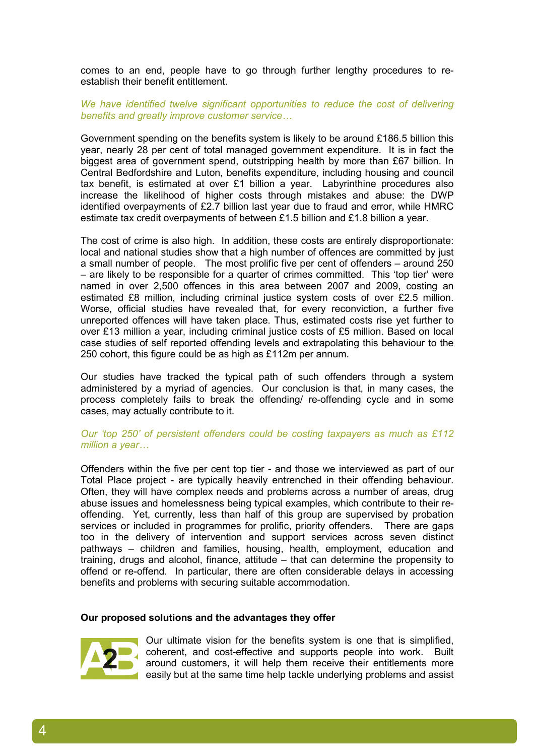comes to an end, people have to go through further lengthy procedures to re-establish their benefit entitlement.

*We have identified twelve significant opportunities to reduce the cost of delivering benefits and greatly improve customer service…*

Government spending on the benefits system is likely to be around £186.5 billion this year, nearly 28 per cent of total managed government expenditure. It is in fact the biggest area of government spend, outstripping health by more than £67 billion. In Central Bedfordshire and Luton, benefits expenditure, including housing and council tax benefit, is estimated at over £1 billion a year. Labyrinthine procedures also increase the likelihood of higher costs through mistakes and abuse: the DWP identified overpayments of £2.7 billion last year due to fraud and error, while HMRC estimate tax credit overpayments of between £1.5 billion and £1.8 billion a year.

The cost of crime is also high. In addition, these costs are entirely disproportionate: local and national studies show that a high number of offences are committed by just a small number of people. The most prolific five per cent of offenders – around 250 – are likely to be responsible for a quarter of crimes committed. This 'top tier' were named in over 2,500 offences in this area between 2007 and 2009, costing an estimated £8 million, including criminal justice system costs of over £2.5 million. Worse, official studies have revealed that, for every reconviction, a further five unreported offences will have taken place. Thus, estimated costs rise yet further to over £13 million a year, including criminal justice costs of £5 million. Based on local case studies of self reported offending levels and extrapolating this behaviour to the 250 cohort, this figure could be as high as £112m per annum.

Our studies have tracked the typical path of such offenders through a system administered by a myriad of agencies. Our conclusion is that, in many cases, the process completely fails to break the offending/ re-offending cycle and in some cases, may actually contribute to it.

*Our 'top 250' of persistent offenders could be costing taxpayers as much as £112 million a year…*

Offenders within the five per cent top tier - and those we interviewed as part of our Total Place project - are typically heavily entrenched in their offending behaviour. Often, they will have complex needs and problems across a number of areas, drug abuse issues and homelessness being typical examples, which contribute to their re-offending. Yet, currently, less than half of this group are supervised by probation services or included in programmes for prolific, priority offenders. There are gaps too in the delivery of intervention and support services across seven distinct pathways – children and families, housing, health, employment, education and training, drugs and alcohol, finance, attitude – that can determine the propensity to offend or re-offend. In particular, there are often considerable delays in accessing benefits and problems with securing suitable accommodation.

**Our proposed solutions and the advantages they offer**

A2B

Our ultimate vision for the benefits system is one that is simplified, coherent, and cost-effective and supports people into work. Built around customers, it will help them receive their entitlements more easily but at the same time help tackle underlying problems and assist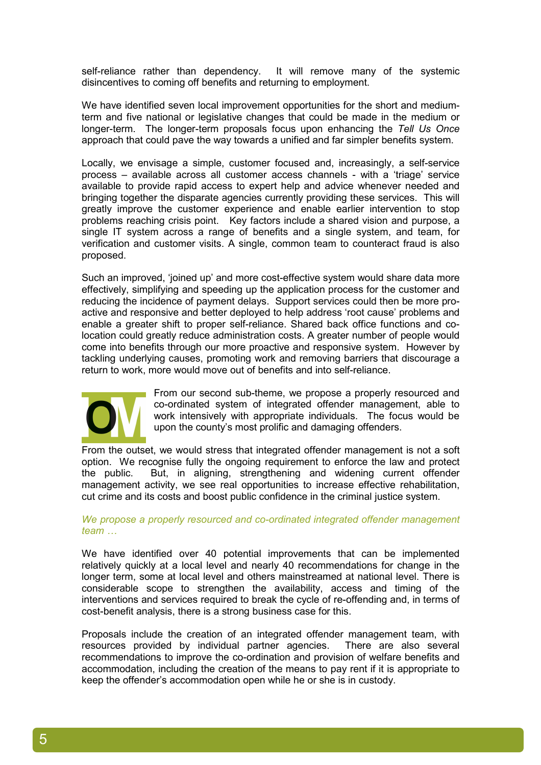self-reliance rather than dependency. It will remove many of the systemic disincentives to coming off benefits and returning to employment.

We have identified seven local improvement opportunities for the short and medium-term and five national or legislative changes that could be made in the medium or longer-term. The longer-term proposals focus upon enhancing the *Tell Us Once* approach that could pave the way towards a unified and far simpler benefits system.

Locally, we envisage a simple, customer focused and, increasingly, a self-service process – available across all customer access channels - with a 'triage' service available to provide rapid access to expert help and advice whenever needed and bringing together the disparate agencies currently providing these services. This will greatly improve the customer experience and enable earlier intervention to stop problems reaching crisis point. Key factors include a shared vision and purpose, a single IT system across a range of benefits and a single system, and team, for verification and customer visits. A single, common team to counteract fraud is also proposed.

Such an improved, 'joined up' and more cost-effective system would share data more effectively, simplifying and speeding up the application process for the customer and reducing the incidence of payment delays. Support services could then be more pro-active and responsive and better deployed to help address 'root cause' problems and enable a greater shift to proper self-reliance. Shared back office functions and co-location could greatly reduce administration costs. A greater number of people would come into benefits through our more proactive and responsive system. However by tackling underlying causes, promoting work and removing barriers that discourage a return to work, more would move out of benefits and into self-reliance.

OM

From our second sub-theme, we propose a properly resourced and co-ordinated system of integrated offender management, able to work intensively with appropriate individuals. The focus would be upon the county's most prolific and damaging offenders.

From the outset, we would stress that integrated offender management is not a soft option. We recognise fully the ongoing requirement to enforce the law and protect the public. But, in aligning, strengthening and widening current offender management activity, we see real opportunities to increase effective rehabilitation, cut crime and its costs and boost public confidence in the criminal justice system.

*We propose a properly resourced and co-ordinated integrated offender management team …*

We have identified over 40 potential improvements that can be implemented relatively quickly at a local level and nearly 40 recommendations for change in the longer term, some at local level and others mainstreamed at national level. There is considerable scope to strengthen the availability, access and timing of the interventions and services required to break the cycle of re-offending and, in terms of cost-benefit analysis, there is a strong business case for this.

Proposals include the creation of an integrated offender management team, with resources provided by individual partner agencies. There are also several recommendations to improve the co-ordination and provision of welfare benefits and accommodation, including the creation of the means to pay rent if it is appropriate to keep the offender's accommodation open while he or she is in custody.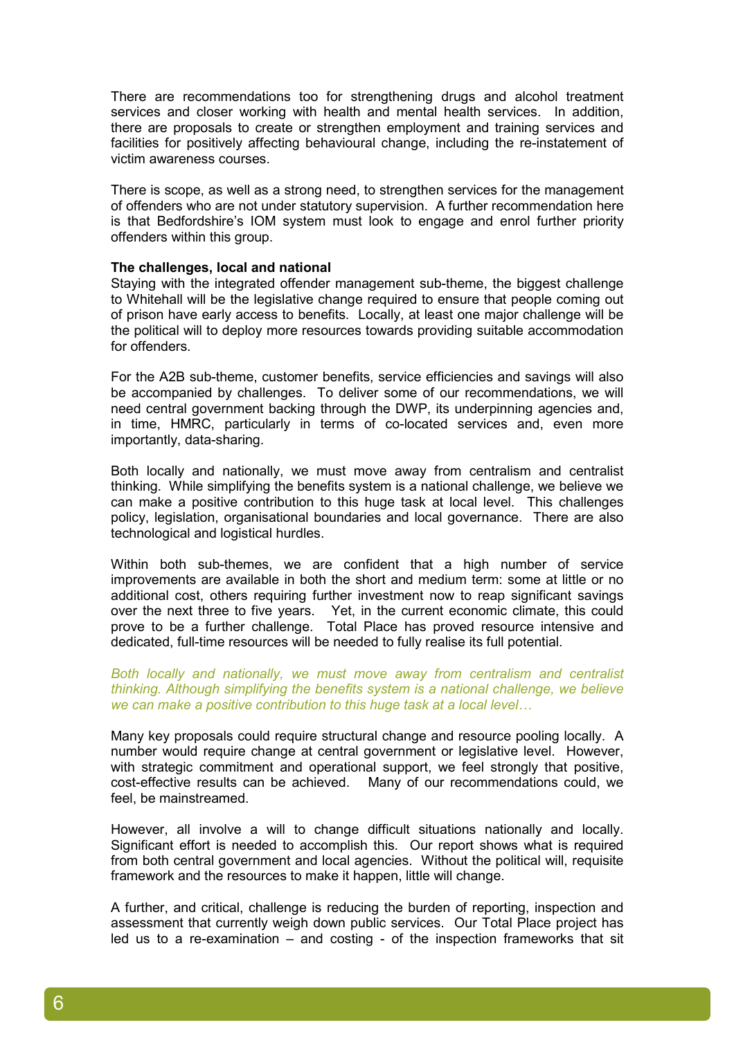There are recommendations too for strengthening drugs and alcohol treatment services and closer working with health and mental health services. In addition, there are proposals to create or strengthen employment and training services and facilities for positively affecting behavioural change, including the re-instatement of victim awareness courses.

There is scope, as well as a strong need, to strengthen services for the management of offenders who are not under statutory supervision. A further recommendation here is that Bedfordshire's IOM system must look to engage and enrol further priority offenders within this group.

**The challenges, local and national**
Staying with the integrated offender management sub-theme, the biggest challenge to Whitehall will be the legislative change required to ensure that people coming out of prison have early access to benefits. Locally, at least one major challenge will be the political will to deploy more resources towards providing suitable accommodation for offenders.

For the A2B sub-theme, customer benefits, service efficiencies and savings will also be accompanied by challenges. To deliver some of our recommendations, we will need central government backing through the DWP, its underpinning agencies and, in time, HMRC, particularly in terms of co-located services and, even more importantly, data-sharing.

Both locally and nationally, we must move away from centralism and centralist thinking. While simplifying the benefits system is a national challenge, we believe we can make a positive contribution to this huge task at local level. This challenges policy, legislation, organisational boundaries and local governance. There are also technological and logistical hurdles.

Within both sub-themes, we are confident that a high number of service improvements are available in both the short and medium term: some at little or no additional cost, others requiring further investment now to reap significant savings over the next three to five years. Yet, in the current economic climate, this could prove to be a further challenge. Total Place has proved resource intensive and dedicated, full-time resources will be needed to fully realise its full potential.

*Both locally and nationally, we must move away from centralism and centralist thinking. Although simplifying the benefits system is a national challenge, we believe we can make a positive contribution to this huge task at a local level…*

Many key proposals could require structural change and resource pooling locally. A number would require change at central government or legislative level. However, with strategic commitment and operational support, we feel strongly that positive, cost-effective results can be achieved. Many of our recommendations could, we feel, be mainstreamed.

However, all involve a will to change difficult situations nationally and locally. Significant effort is needed to accomplish this. Our report shows what is required from both central government and local agencies. Without the political will, requisite framework and the resources to make it happen, little will change.

A further, and critical, challenge is reducing the burden of reporting, inspection and assessment that currently weigh down public services. Our Total Place project has led us to a re-examination – and costing - of the inspection frameworks that sit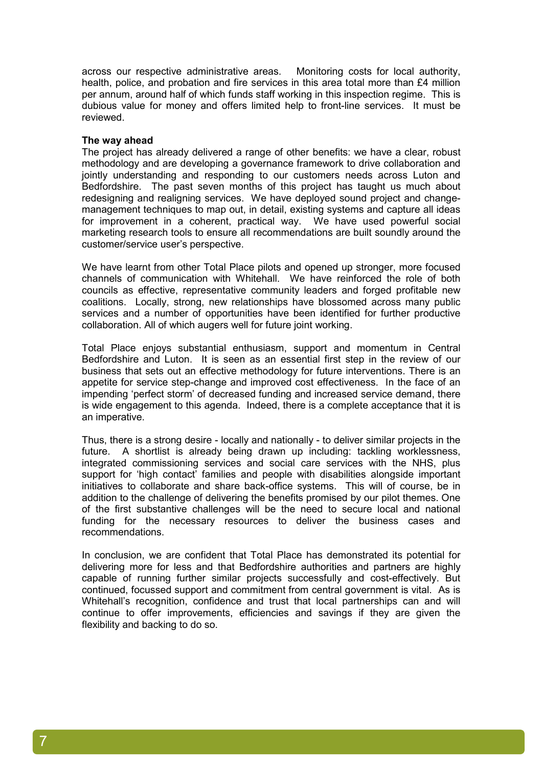across our respective administrative areas. Monitoring costs for local authority, health, police, and probation and fire services in this area total more than £4 million per annum, around half of which funds staff working in this inspection regime. This is dubious value for money and offers limited help to front-line services. It must be reviewed.

**The way ahead**

The project has already delivered a range of other benefits: we have a clear, robust methodology and are developing a governance framework to drive collaboration and jointly understanding and responding to our customers needs across Luton and Bedfordshire. The past seven months of this project has taught us much about redesigning and realigning services. We have deployed sound project and change-management techniques to map out, in detail, existing systems and capture all ideas for improvement in a coherent, practical way. We have used powerful social marketing research tools to ensure all recommendations are built soundly around the customer/service user's perspective.

We have learnt from other Total Place pilots and opened up stronger, more focused channels of communication with Whitehall. We have reinforced the role of both councils as effective, representative community leaders and forged profitable new coalitions. Locally, strong, new relationships have blossomed across many public services and a number of opportunities have been identified for further productive collaboration. All of which augers well for future joint working.

Total Place enjoys substantial enthusiasm, support and momentum in Central Bedfordshire and Luton. It is seen as an essential first step in the review of our business that sets out an effective methodology for future interventions. There is an appetite for service step-change and improved cost effectiveness. In the face of an impending 'perfect storm' of decreased funding and increased service demand, there is wide engagement to this agenda. Indeed, there is a complete acceptance that it is an imperative.

Thus, there is a strong desire - locally and nationally - to deliver similar projects in the future. A shortlist is already being drawn up including: tackling worklessness, integrated commissioning services and social care services with the NHS, plus support for 'high contact' families and people with disabilities alongside important initiatives to collaborate and share back-office systems. This will of course, be in addition to the challenge of delivering the benefits promised by our pilot themes. One of the first substantive challenges will be the need to secure local and national funding for the necessary resources to deliver the business cases and recommendations.

In conclusion, we are confident that Total Place has demonstrated its potential for delivering more for less and that Bedfordshire authorities and partners are highly capable of running further similar projects successfully and cost-effectively. But continued, focussed support and commitment from central government is vital. As is Whitehall's recognition, confidence and trust that local partnerships can and will continue to offer improvements, efficiencies and savings if they are given the flexibility and backing to do so.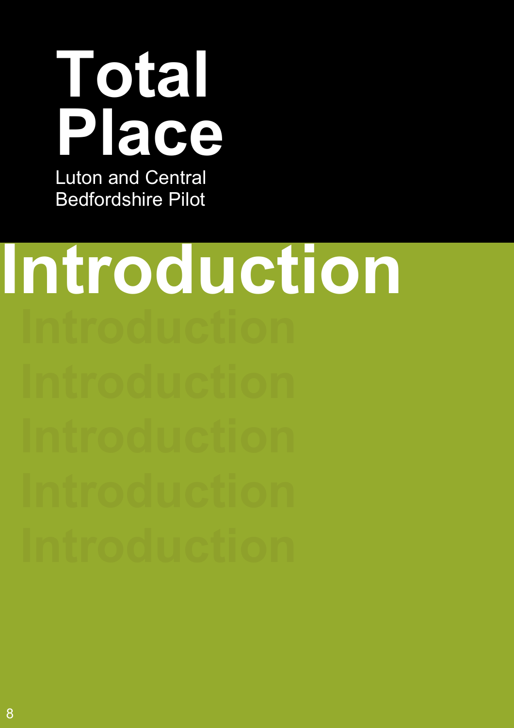# Total Place

Luton and Central Bedfordshire Pilot

# Introduction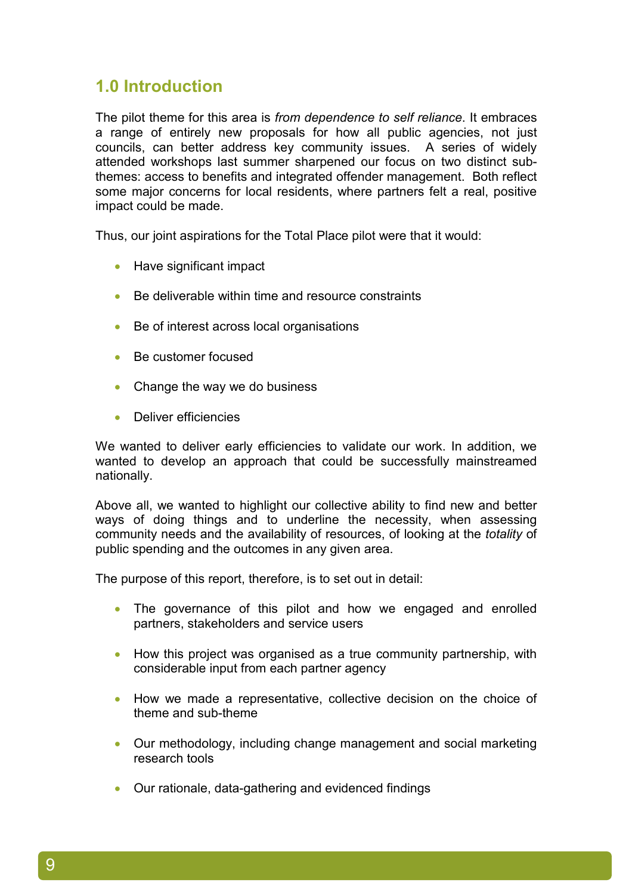## 1.0 Introduction

The pilot theme for this area is *from dependence to self reliance*. It embraces a range of entirely new proposals for how all public agencies, not just councils, can better address key community issues. A series of widely attended workshops last summer sharpened our focus on two distinct sub-themes: access to benefits and integrated offender management. Both reflect some major concerns for local residents, where partners felt a real, positive impact could be made.

Thus, our joint aspirations for the Total Place pilot were that it would:

- Have significant impact
- Be deliverable within time and resource constraints
- Be of interest across local organisations
- Be customer focused
- Change the way we do business
- Deliver efficiencies

We wanted to deliver early efficiencies to validate our work. In addition, we wanted to develop an approach that could be successfully mainstreamed nationally.

Above all, we wanted to highlight our collective ability to find new and better ways of doing things and to underline the necessity, when assessing community needs and the availability of resources, of looking at the *totality* of public spending and the outcomes in any given area.

The purpose of this report, therefore, is to set out in detail:

- The governance of this pilot and how we engaged and enrolled partners, stakeholders and service users
- How this project was organised as a true community partnership, with considerable input from each partner agency
- How we made a representative, collective decision on the choice of theme and sub-theme
- Our methodology, including change management and social marketing research tools
- Our rationale, data-gathering and evidenced findings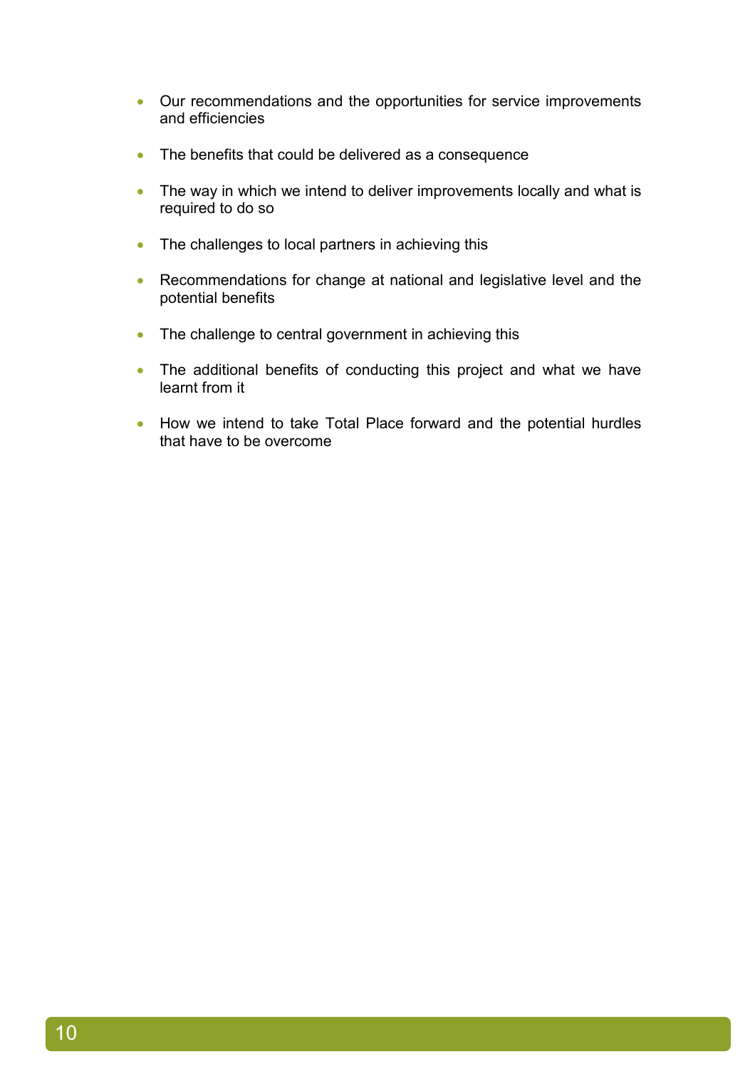- Our recommendations and the opportunities for service improvements and efficiencies
- The benefits that could be delivered as a consequence
- The way in which we intend to deliver improvements locally and what is required to do so
- The challenges to local partners in achieving this
- Recommendations for change at national and legislative level and the potential benefits
- The challenge to central government in achieving this
- The additional benefits of conducting this project and what we have learnt from it
- How we intend to take Total Place forward and the potential hurdles that have to be overcome